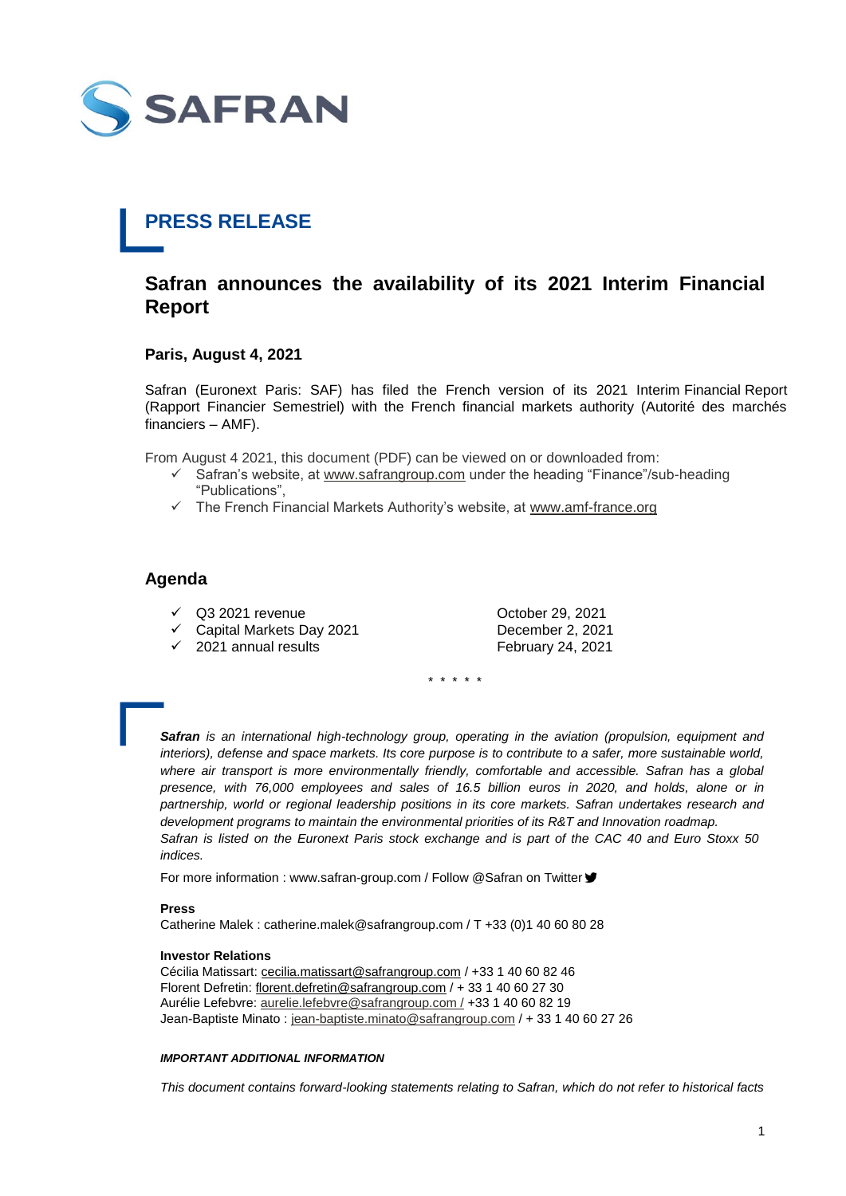SAFRAN

# PRESS RELEASE

## Safran announces the availability of its 2021 Interim Financial Report

**Paris, August 4, 2021**

Safran (Euronext Paris: SAF) has filed the French version of its 2021 Interim Financial Report (Rapport Financier Semestriel) with the French financial markets authority (Autorité des marchés financiers – AMF).

From August 4 2021, this document (PDF) can be viewed on or downloaded from:

- ✓ Safran's website, at www.safrangroup.com under the heading "Finance"/sub-heading "Publications",
- ✓ The French Financial Markets Authority's website, at www.amf-france.org

## Agenda

| | |
|---|---|
| ✓ Q3 2021 revenue | October 29, 2021 |
| ✓ Capital Markets Day 2021 | December 2, 2021 |
| ✓ 2021 annual results | February 24, 2021 |

\* \* \* \* \*

***Safran*** *is an international high-technology group, operating in the aviation (propulsion, equipment and interiors), defense and space markets. Its core purpose is to contribute to a safer, more sustainable world, where air transport is more environmentally friendly, comfortable and accessible. Safran has a global presence, with 76,000 employees and sales of 16.5 billion euros in 2020, and holds, alone or in partnership, world or regional leadership positions in its core markets. Safran undertakes research and development programs to maintain the environmental priorities of its R&T and Innovation roadmap.*
*Safran is listed on the Euronext Paris stock exchange and is part of the CAC 40 and Euro Stoxx 50 indices.*

For more information : www.safran-group.com / Follow @Safran on Twitter

**Press**
Catherine Malek : catherine.malek@safrangroup.com / T +33 (0)1 40 60 80 28

**Investor Relations**
Cécilia Matissart: cecilia.matissart@safrangroup.com / +33 1 40 60 82 46
Florent Defretin: florent.defretin@safrangroup.com / + 33 1 40 60 27 30
Aurélie Lefebvre: aurelie.lefebvre@safrangroup.com / +33 1 40 60 82 19
Jean-Baptiste Minato : jean-baptiste.minato@safrangroup.com / + 33 1 40 60 27 26

***IMPORTANT ADDITIONAL INFORMATION***

*This document contains forward-looking statements relating to Safran, which do not refer to historical facts*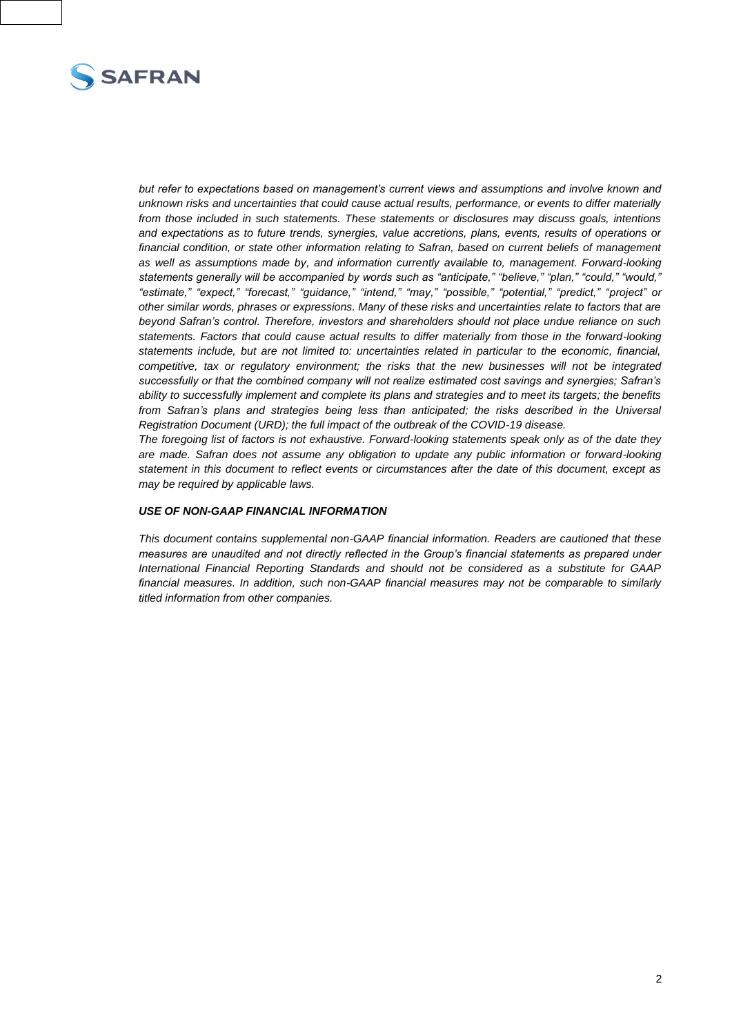*but refer to expectations based on management's current views and assumptions and involve known and unknown risks and uncertainties that could cause actual results, performance, or events to differ materially from those included in such statements. These statements or disclosures may discuss goals, intentions and expectations as to future trends, synergies, value accretions, plans, events, results of operations or financial condition, or state other information relating to Safran, based on current beliefs of management as well as assumptions made by, and information currently available to, management. Forward-looking statements generally will be accompanied by words such as "anticipate," "believe," "plan," "could," "would," "estimate," "expect," "forecast," "guidance," "intend," "may," "possible," "potential," "predict," "project" or other similar words, phrases or expressions. Many of these risks and uncertainties relate to factors that are beyond Safran's control. Therefore, investors and shareholders should not place undue reliance on such statements. Factors that could cause actual results to differ materially from those in the forward-looking statements include, but are not limited to: uncertainties related in particular to the economic, financial, competitive, tax or regulatory environment; the risks that the new businesses will not be integrated successfully or that the combined company will not realize estimated cost savings and synergies; Safran's ability to successfully implement and complete its plans and strategies and to meet its targets; the benefits from Safran's plans and strategies being less than anticipated; the risks described in the Universal Registration Document (URD); the full impact of the outbreak of the COVID-19 disease.*

*The foregoing list of factors is not exhaustive. Forward-looking statements speak only as of the date they are made. Safran does not assume any obligation to update any public information or forward-looking statement in this document to reflect events or circumstances after the date of this document, except as may be required by applicable laws.*

***USE OF NON-GAAP FINANCIAL INFORMATION***

*This document contains supplemental non-GAAP financial information. Readers are cautioned that these measures are unaudited and not directly reflected in the Group's financial statements as prepared under International Financial Reporting Standards and should not be considered as a substitute for GAAP financial measures. In addition, such non-GAAP financial measures may not be comparable to similarly titled information from other companies.*